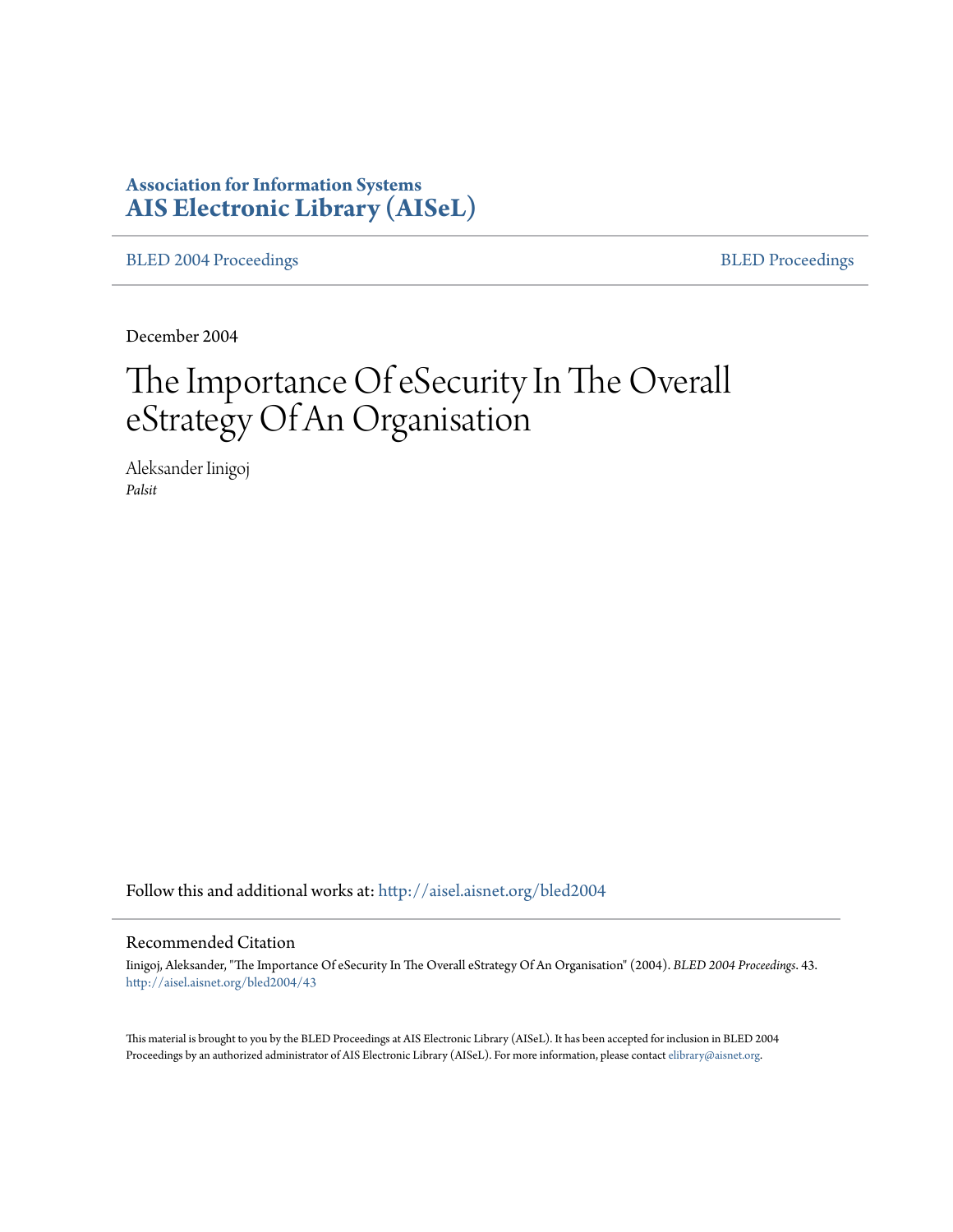**Association for Information Systems**
**AIS Electronic Library (AISeL)**

BLED 2004 Proceedings | BLED Proceedings

December 2004

# The Importance Of eSecurity In The Overall eStrategy Of An Organisation

Aleksander Iinigoj
*Palsit*

Follow this and additional works at: http://aisel.aisnet.org/bled2004

## Recommended Citation

Iinigoj, Aleksander, "The Importance Of eSecurity In The Overall eStrategy Of An Organisation" (2004). *BLED 2004 Proceedings*. 43.
http://aisel.aisnet.org/bled2004/43

This material is brought to you by the BLED Proceedings at AIS Electronic Library (AISeL). It has been accepted for inclusion in BLED 2004 Proceedings by an authorized administrator of AIS Electronic Library (AISeL). For more information, please contact elibrary@aisnet.org.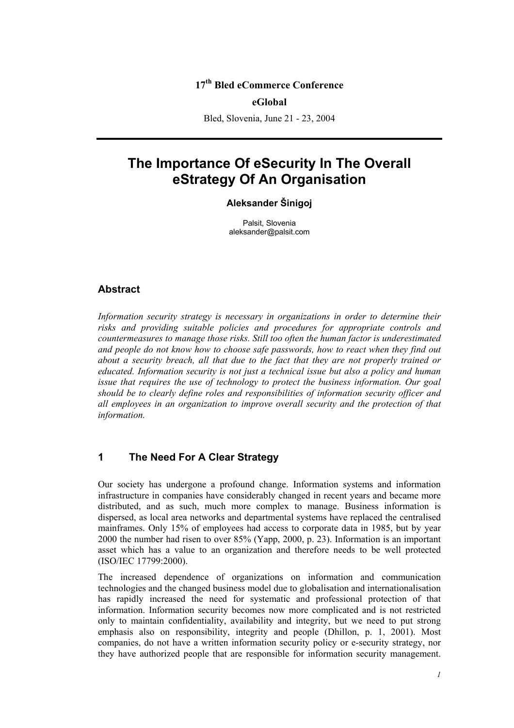17[th] Bled eCommerce Conference

**eGlobal**

Bled, Slovenia, June 21 - 23, 2004

# The Importance Of eSecurity In The Overall eStrategy Of An Organisation

**Aleksander Šinigoj**

Palsit, Slovenia
aleksander@palsit.com

## Abstract

*Information security strategy is necessary in organizations in order to determine their risks and providing suitable policies and procedures for appropriate controls and countermeasures to manage those risks. Still too often the human factor is underestimated and people do not know how to choose safe passwords, how to react when they find out about a security breach, all that due to the fact that they are not properly trained or educated. Information security is not just a technical issue but also a policy and human issue that requires the use of technology to protect the business information. Our goal should be to clearly define roles and responsibilities of information security officer and all employees in an organization to improve overall security and the protection of that information.*

## 1 The Need For A Clear Strategy

Our society has undergone a profound change. Information systems and information infrastructure in companies have considerably changed in recent years and became more distributed, and as such, much more complex to manage. Business information is dispersed, as local area networks and departmental systems have replaced the centralised mainframes. Only 15% of employees had access to corporate data in 1985, but by year 2000 the number had risen to over 85% (Yapp, 2000, p. 23). Information is an important asset which has a value to an organization and therefore needs to be well protected (ISO/IEC 17799:2000).

The increased dependence of organizations on information and communication technologies and the changed business model due to globalisation and internationalisation has rapidly increased the need for systematic and professional protection of that information. Information security becomes now more complicated and is not restricted only to maintain confidentiality, availability and integrity, but we need to put strong emphasis also on responsibility, integrity and people (Dhillon, p. 1, 2001). Most companies, do not have a written information security policy or e-security strategy, nor they have authorized people that are responsible for information security management.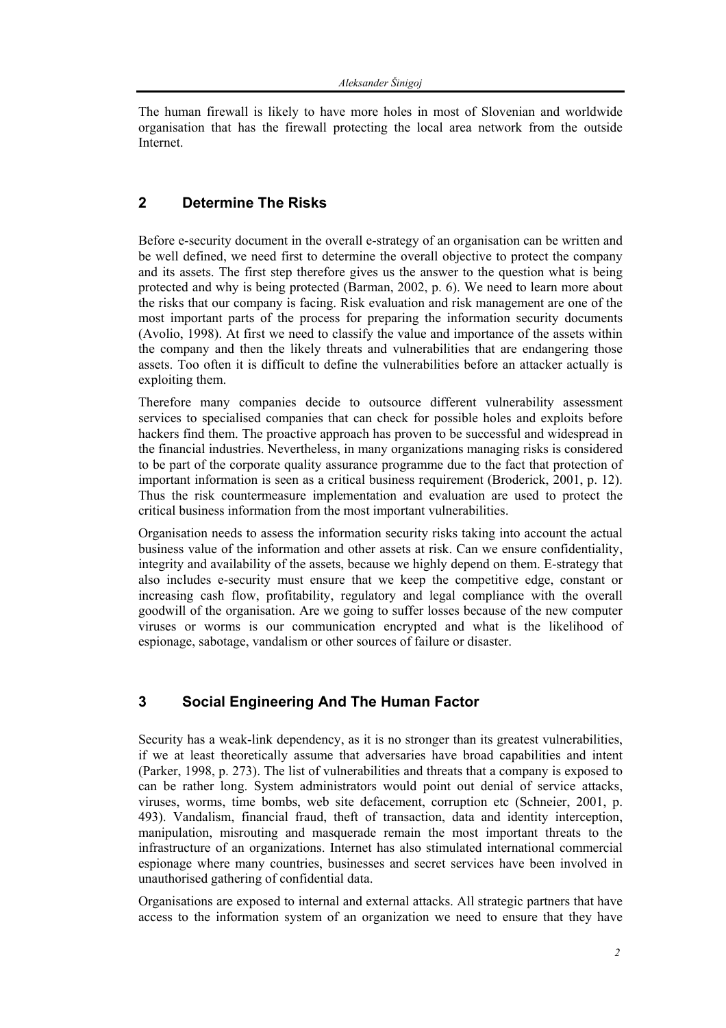The human firewall is likely to have more holes in most of Slovenian and worldwide organisation that has the firewall protecting the local area network from the outside Internet.

## 2 Determine The Risks

Before e-security document in the overall e-strategy of an organisation can be written and be well defined, we need first to determine the overall objective to protect the company and its assets. The first step therefore gives us the answer to the question what is being protected and why is being protected (Barman, 2002, p. 6). We need to learn more about the risks that our company is facing. Risk evaluation and risk management are one of the most important parts of the process for preparing the information security documents (Avolio, 1998). At first we need to classify the value and importance of the assets within the company and then the likely threats and vulnerabilities that are endangering those assets. Too often it is difficult to define the vulnerabilities before an attacker actually is exploiting them.

Therefore many companies decide to outsource different vulnerability assessment services to specialised companies that can check for possible holes and exploits before hackers find them. The proactive approach has proven to be successful and widespread in the financial industries. Nevertheless, in many organizations managing risks is considered to be part of the corporate quality assurance programme due to the fact that protection of important information is seen as a critical business requirement (Broderick, 2001, p. 12). Thus the risk countermeasure implementation and evaluation are used to protect the critical business information from the most important vulnerabilities.

Organisation needs to assess the information security risks taking into account the actual business value of the information and other assets at risk. Can we ensure confidentiality, integrity and availability of the assets, because we highly depend on them. E-strategy that also includes e-security must ensure that we keep the competitive edge, constant or increasing cash flow, profitability, regulatory and legal compliance with the overall goodwill of the organisation. Are we going to suffer losses because of the new computer viruses or worms is our communication encrypted and what is the likelihood of espionage, sabotage, vandalism or other sources of failure or disaster.

## 3 Social Engineering And The Human Factor

Security has a weak-link dependency, as it is no stronger than its greatest vulnerabilities, if we at least theoretically assume that adversaries have broad capabilities and intent (Parker, 1998, p. 273). The list of vulnerabilities and threats that a company is exposed to can be rather long. System administrators would point out denial of service attacks, viruses, worms, time bombs, web site defacement, corruption etc (Schneier, 2001, p. 493). Vandalism, financial fraud, theft of transaction, data and identity interception, manipulation, misrouting and masquerade remain the most important threats to the infrastructure of an organizations. Internet has also stimulated international commercial espionage where many countries, businesses and secret services have been involved in unauthorised gathering of confidential data.

Organisations are exposed to internal and external attacks. All strategic partners that have access to the information system of an organization we need to ensure that they have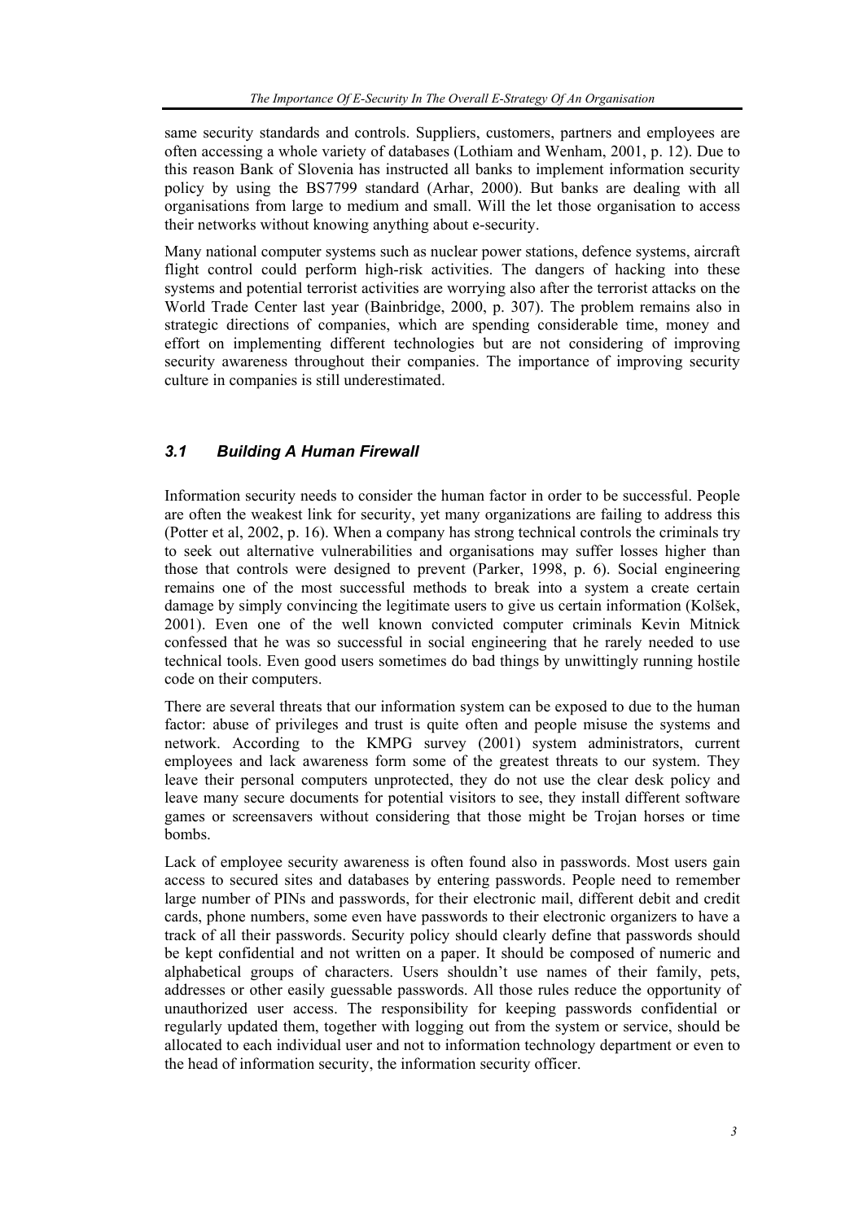same security standards and controls. Suppliers, customers, partners and employees are often accessing a whole variety of databases (Lothiam and Wenham, 2001, p. 12). Due to this reason Bank of Slovenia has instructed all banks to implement information security policy by using the BS7799 standard (Arhar, 2000). But banks are dealing with all organisations from large to medium and small. Will the let those organisation to access their networks without knowing anything about e-security.

Many national computer systems such as nuclear power stations, defence systems, aircraft flight control could perform high-risk activities. The dangers of hacking into these systems and potential terrorist activities are worrying also after the terrorist attacks on the World Trade Center last year (Bainbridge, 2000, p. 307). The problem remains also in strategic directions of companies, which are spending considerable time, money and effort on implementing different technologies but are not considering of improving security awareness throughout their companies. The importance of improving security culture in companies is still underestimated.

### *3.1 Building A Human Firewall*

Information security needs to consider the human factor in order to be successful. People are often the weakest link for security, yet many organizations are failing to address this (Potter et al, 2002, p. 16). When a company has strong technical controls the criminals try to seek out alternative vulnerabilities and organisations may suffer losses higher than those that controls were designed to prevent (Parker, 1998, p. 6). Social engineering remains one of the most successful methods to break into a system a create certain damage by simply convincing the legitimate users to give us certain information (Kolšek, 2001). Even one of the well known convicted computer criminals Kevin Mitnick confessed that he was so successful in social engineering that he rarely needed to use technical tools. Even good users sometimes do bad things by unwittingly running hostile code on their computers.

There are several threats that our information system can be exposed to due to the human factor: abuse of privileges and trust is quite often and people misuse the systems and network. According to the KMPG survey (2001) system administrators, current employees and lack awareness form some of the greatest threats to our system. They leave their personal computers unprotected, they do not use the clear desk policy and leave many secure documents for potential visitors to see, they install different software games or screensavers without considering that those might be Trojan horses or time bombs.

Lack of employee security awareness is often found also in passwords. Most users gain access to secured sites and databases by entering passwords. People need to remember large number of PINs and passwords, for their electronic mail, different debit and credit cards, phone numbers, some even have passwords to their electronic organizers to have a track of all their passwords. Security policy should clearly define that passwords should be kept confidential and not written on a paper. It should be composed of numeric and alphabetical groups of characters. Users shouldn't use names of their family, pets, addresses or other easily guessable passwords. All those rules reduce the opportunity of unauthorized user access. The responsibility for keeping passwords confidential or regularly updated them, together with logging out from the system or service, should be allocated to each individual user and not to information technology department or even to the head of information security, the information security officer.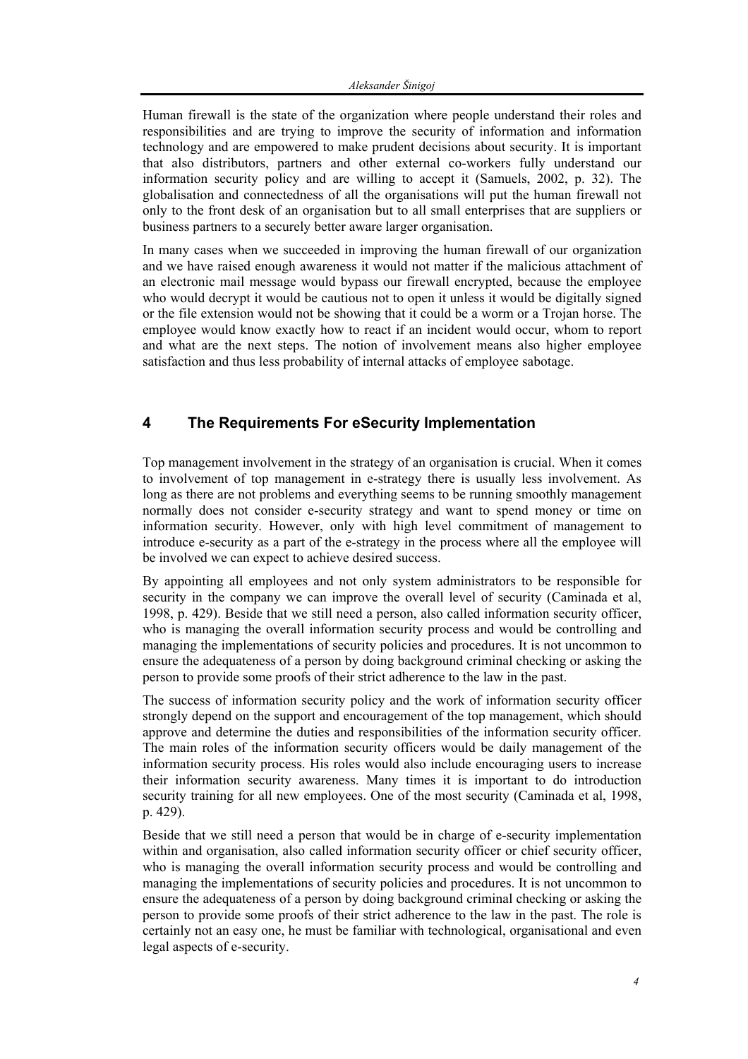Human firewall is the state of the organization where people understand their roles and responsibilities and are trying to improve the security of information and information technology and are empowered to make prudent decisions about security. It is important that also distributors, partners and other external co-workers fully understand our information security policy and are willing to accept it (Samuels, 2002, p. 32). The globalisation and connectedness of all the organisations will put the human firewall not only to the front desk of an organisation but to all small enterprises that are suppliers or business partners to a securely better aware larger organisation.

In many cases when we succeeded in improving the human firewall of our organization and we have raised enough awareness it would not matter if the malicious attachment of an electronic mail message would bypass our firewall encrypted, because the employee who would decrypt it would be cautious not to open it unless it would be digitally signed or the file extension would not be showing that it could be a worm or a Trojan horse. The employee would know exactly how to react if an incident would occur, whom to report and what are the next steps. The notion of involvement means also higher employee satisfaction and thus less probability of internal attacks of employee sabotage.

## 4 The Requirements For eSecurity Implementation

Top management involvement in the strategy of an organisation is crucial. When it comes to involvement of top management in e-strategy there is usually less involvement. As long as there are not problems and everything seems to be running smoothly management normally does not consider e-security strategy and want to spend money or time on information security. However, only with high level commitment of management to introduce e-security as a part of the e-strategy in the process where all the employee will be involved we can expect to achieve desired success.

By appointing all employees and not only system administrators to be responsible for security in the company we can improve the overall level of security (Caminada et al, 1998, p. 429). Beside that we still need a person, also called information security officer, who is managing the overall information security process and would be controlling and managing the implementations of security policies and procedures. It is not uncommon to ensure the adequateness of a person by doing background criminal checking or asking the person to provide some proofs of their strict adherence to the law in the past.

The success of information security policy and the work of information security officer strongly depend on the support and encouragement of the top management, which should approve and determine the duties and responsibilities of the information security officer. The main roles of the information security officers would be daily management of the information security process. His roles would also include encouraging users to increase their information security awareness. Many times it is important to do introduction security training for all new employees. One of the most security (Caminada et al, 1998, p. 429).

Beside that we still need a person that would be in charge of e-security implementation within and organisation, also called information security officer or chief security officer, who is managing the overall information security process and would be controlling and managing the implementations of security policies and procedures. It is not uncommon to ensure the adequateness of a person by doing background criminal checking or asking the person to provide some proofs of their strict adherence to the law in the past. The role is certainly not an easy one, he must be familiar with technological, organisational and even legal aspects of e-security.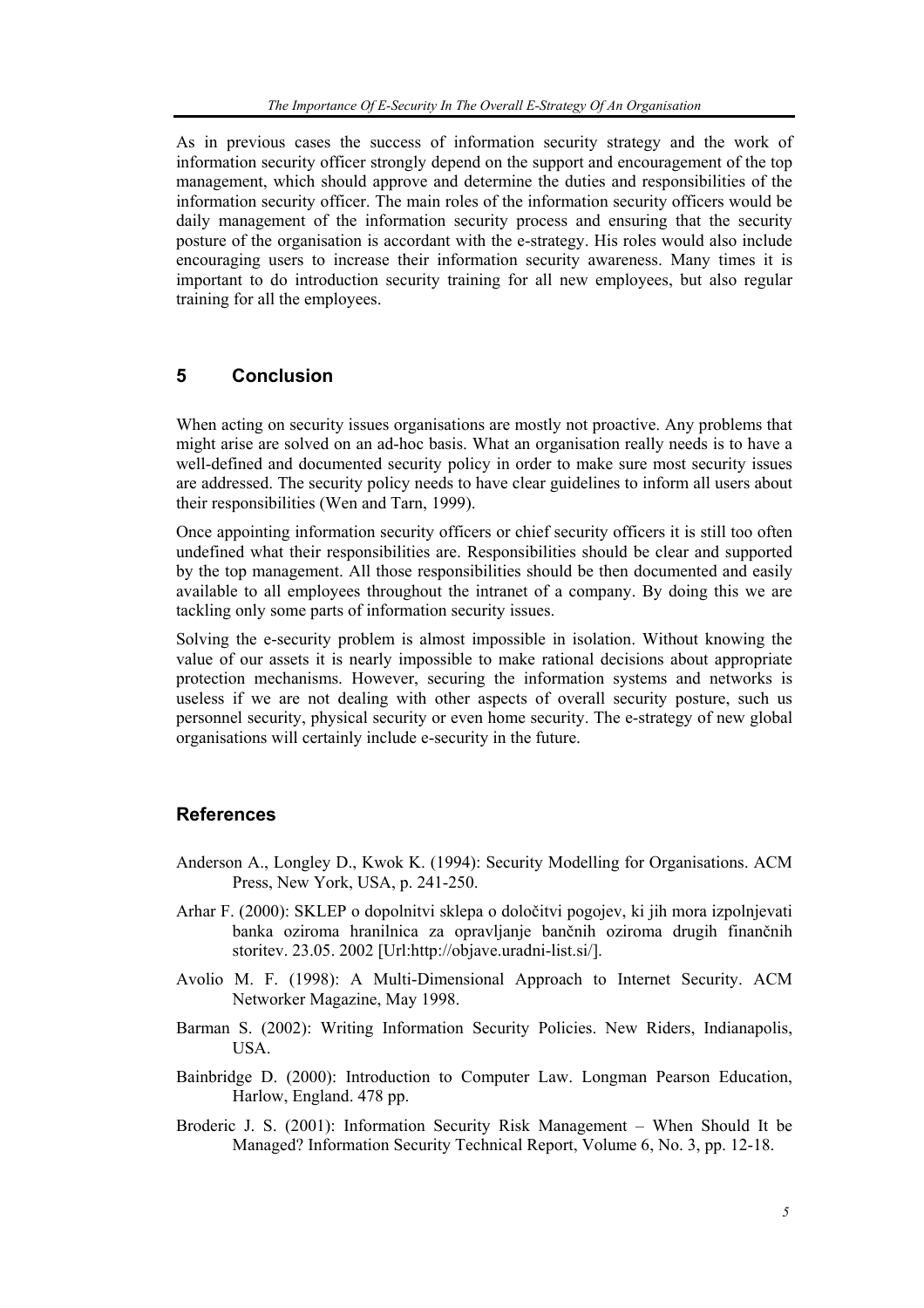As in previous cases the success of information security strategy and the work of information security officer strongly depend on the support and encouragement of the top management, which should approve and determine the duties and responsibilities of the information security officer. The main roles of the information security officers would be daily management of the information security process and ensuring that the security posture of the organisation is accordant with the e-strategy. His roles would also include encouraging users to increase their information security awareness. Many times it is important to do introduction security training for all new employees, but also regular training for all the employees.

## 5 Conclusion

When acting on security issues organisations are mostly not proactive. Any problems that might arise are solved on an ad-hoc basis. What an organisation really needs is to have a well-defined and documented security policy in order to make sure most security issues are addressed. The security policy needs to have clear guidelines to inform all users about their responsibilities (Wen and Tarn, 1999).

Once appointing information security officers or chief security officers it is still too often undefined what their responsibilities are. Responsibilities should be clear and supported by the top management. All those responsibilities should be then documented and easily available to all employees throughout the intranet of a company. By doing this we are tackling only some parts of information security issues.

Solving the e-security problem is almost impossible in isolation. Without knowing the value of our assets it is nearly impossible to make rational decisions about appropriate protection mechanisms. However, securing the information systems and networks is useless if we are not dealing with other aspects of overall security posture, such us personnel security, physical security or even home security. The e-strategy of new global organisations will certainly include e-security in the future.

## References

Anderson A., Longley D., Kwok K. (1994): Security Modelling for Organisations. ACM Press, New York, USA, p. 241-250.

Arhar F. (2000): SKLEP o dopolnitvi sklepa o določitvi pogojev, ki jih mora izpolnjevati banka oziroma hranilnica za opravljanje bančnih oziroma drugih finančnih storitev. 23.05. 2002 [Url:http://objave.uradni-list.si/].

Avolio M. F. (1998): A Multi-Dimensional Approach to Internet Security. ACM Networker Magazine, May 1998.

Barman S. (2002): Writing Information Security Policies. New Riders, Indianapolis, USA.

Bainbridge D. (2000): Introduction to Computer Law. Longman Pearson Education, Harlow, England. 478 pp.

Broderic J. S. (2001): Information Security Risk Management – When Should It be Managed? Information Security Technical Report, Volume 6, No. 3, pp. 12-18.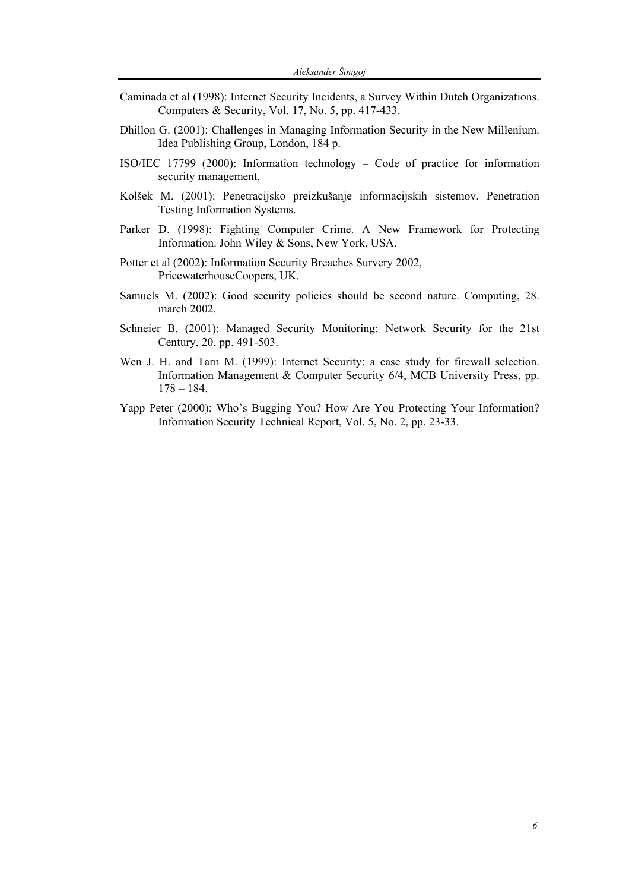Caminada et al (1998): Internet Security Incidents, a Survey Within Dutch Organizations. Computers & Security, Vol. 17, No. 5, pp. 417-433.

Dhillon G. (2001): Challenges in Managing Information Security in the New Millenium. Idea Publishing Group, London, 184 p.

ISO/IEC 17799 (2000): Information technology – Code of practice for information security management.

Kolšek M. (2001): Penetracijsko preizkušanje informacijskih sistemov. Penetration Testing Information Systems.

Parker D. (1998): Fighting Computer Crime. A New Framework for Protecting Information. John Wiley & Sons, New York, USA.

Potter et al (2002): Information Security Breaches Survery 2002, PricewaterhouseCoopers, UK.

Samuels M. (2002): Good security policies should be second nature. Computing, 28. march 2002.

Schneier B. (2001): Managed Security Monitoring: Network Security for the 21st Century, 20, pp. 491-503.

Wen J. H. and Tarn M. (1999): Internet Security: a case study for firewall selection. Information Management & Computer Security 6/4, MCB University Press, pp. 178 – 184.

Yapp Peter (2000): Who's Bugging You? How Are You Protecting Your Information? Information Security Technical Report, Vol. 5, No. 2, pp. 23-33.